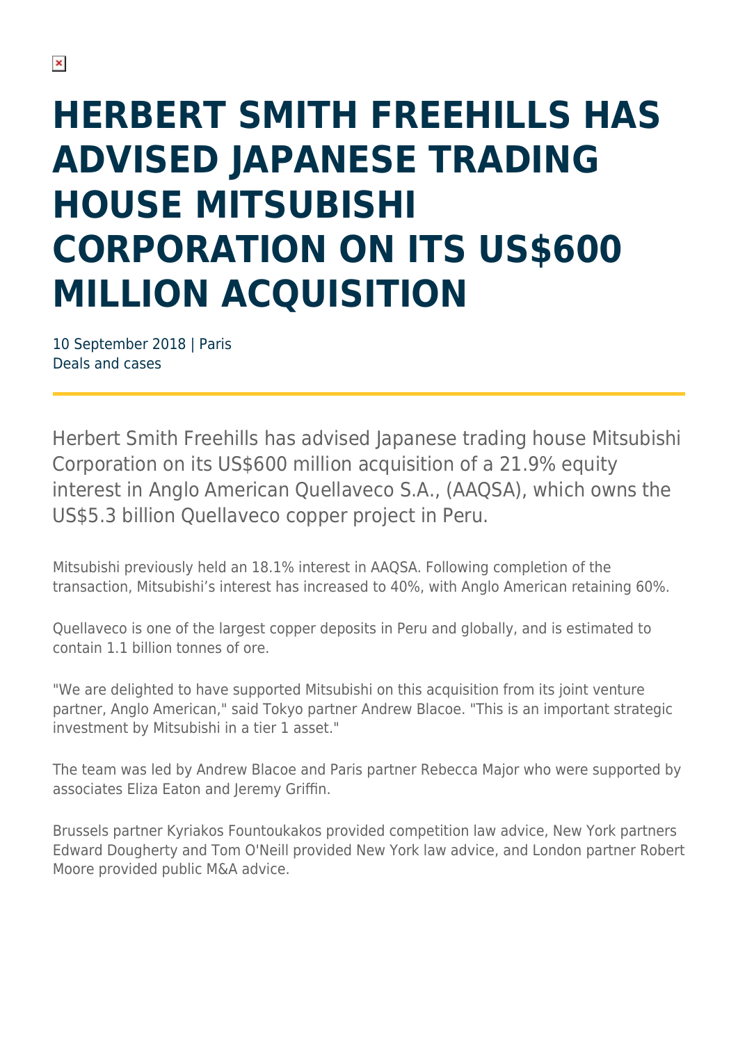# HERBERT SMITH FREEHILLS HAS ADVISED JAPANESE TRADING HOUSE MITSUBISHI CORPORATION ON ITS US$600 MILLION ACQUISITION

10 September 2018 | Paris
Deals and cases

Herbert Smith Freehills has advised Japanese trading house Mitsubishi Corporation on its US$600 million acquisition of a 21.9% equity interest in Anglo American Quellaveco S.A., (AAQSA), which owns the US$5.3 billion Quellaveco copper project in Peru.

Mitsubishi previously held an 18.1% interest in AAQSA. Following completion of the transaction, Mitsubishi's interest has increased to 40%, with Anglo American retaining 60%.

Quellaveco is one of the largest copper deposits in Peru and globally, and is estimated to contain 1.1 billion tonnes of ore.

"We are delighted to have supported Mitsubishi on this acquisition from its joint venture partner, Anglo American," said Tokyo partner Andrew Blacoe. "This is an important strategic investment by Mitsubishi in a tier 1 asset."

The team was led by Andrew Blacoe and Paris partner Rebecca Major who were supported by associates Eliza Eaton and Jeremy Griffin.

Brussels partner Kyriakos Fountoukakos provided competition law advice, New York partners Edward Dougherty and Tom O'Neill provided New York law advice, and London partner Robert Moore provided public M&A advice.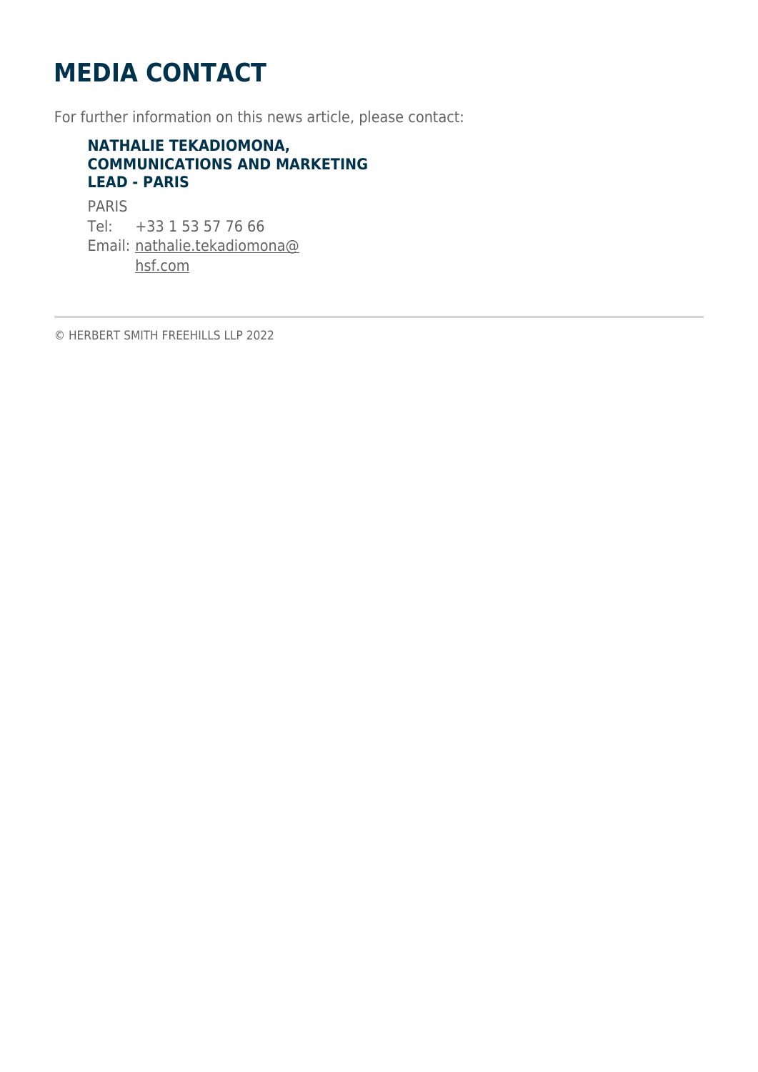# MEDIA CONTACT

For further information on this news article, please contact:

**NATHALIE TEKADIOMONA, COMMUNICATIONS AND MARKETING LEAD - PARIS**

PARIS
Tel: +33 1 53 57 76 66
Email: nathalie.tekadiomona@hsf.com

---

© HERBERT SMITH FREEHILLS LLP 2022